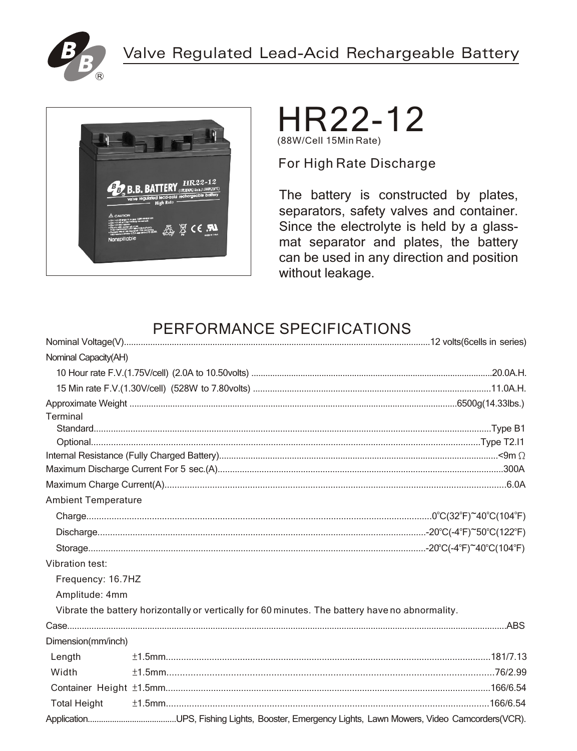# Valve Regulated Lead-Acid Rechargeable Battery

# HR22-12

(88W/Cell 15Min Rate)

For High Rate Discharge

The battery is constructed by plates, separators, safety valves and container. Since the electrolyte is held by a glass-mat separator and plates, the battery can be used in any direction and position without leakage.

## PERFORMANCE SPECIFICATIONS

Nominal Voltage(V)....12 volts(6cells in series)

Nominal Capacity(AH)

- 10 Hour rate F.V.(1.75V/cell) (2.0A to 10.50volts)....20.0A.H.
- 15 Min rate F.V.(1.30V/cell) (528W to 7.80volts)....11.0A.H.

Approximate Weight....6500g(14.33lbs.)

Terminal

- Standard....Type B1
- Optional....Type T2.I1

Internal Resistance (Fully Charged Battery)....<9m Ω

Maximum Discharge Current For 5 sec.(A)....300A

Maximum Charge Current(A)....6.0A

Ambient Temperature

- Charge....0°C(32°F)~40°C(104°F)
- Discharge....-20°C(-4°F)~50°C(122°F)
- Storage....-20°C(-4°F)~40°C(104°F)

Vibration test:

- Frequency: 16.7HZ
- Amplitude: 4mm
- Vibrate the battery horizontally or vertically for 60 minutes. The battery have no abnormality.

Case....ABS

Dimension(mm/inch)

| | Tolerance | mm/inch |
|---|---|---|
| Length | ±1.5mm | 181/7.13 |
| Width | ±1.5mm | 76/2.99 |
| Container Height | ±1.5mm | 166/6.54 |
| Total Height | ±1.5mm | 166/6.54 |

Application....UPS, Fishing Lights, Booster, Emergency Lights, Lawn Mowers, Video Camcorders(VCR).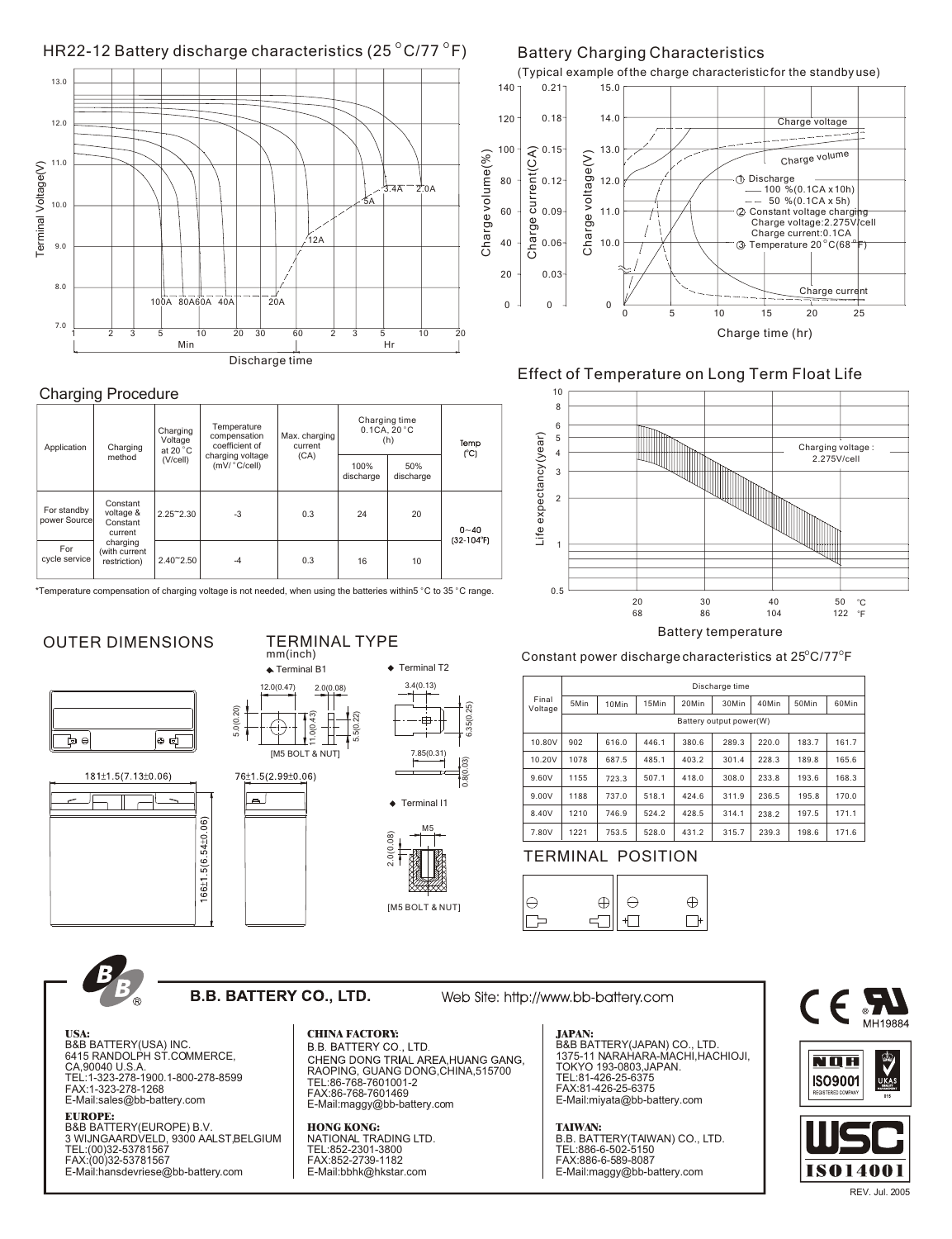## HR22-12 Battery discharge characteristics (25 °C/77 °F)

Terminal Voltage(V)

13.0
12.0
11.0
10.0
9.0
8.0
7.0

3.4A 2.0A
5A
12A
100A 80A 60A 40A 20A

1 2 3 5 10 20 30 60 2 3 5 10 20
Min Hr
Discharge time

## Battery Charging Characteristics

(Typical example of the charge characteristic for the standby use)

Charge volume(%) 140 120 100 80 60 40 20 0
Charge current(CA) 0.21 0.18 0.15 0.12 0.09 0.06 0.03 0
Charge voltage(V) 15.0 14.0 13.0 12.0 11.0 10.0 0

Charge voltage
Charge volume
① Discharge
—— 100 %(0.1CA x10h)
— — 50 %(0.1CA x 5h)
② Constant voltage charging
Charge voltage:2.275V/cell
Charge current:0.1CA
③ Temperature 20 °C(68 °F)
Charge current

0 5 10 15 20 25
Charge time (hr)

## Charging Procedure

| Application | Charging method | Charging Voltage at 20 °C (V/cell) | Temperature compensation coefficient of charging voltage (mV/ °C/cell) | Max. charging current (CA) | Charging time 0.1CA, 20 °C (h) | | Temp (°C) |
|---|---|---|---|---|---|---|---|
| | | | | | 100% discharge | 50% discharge | |
| For standby power Source | Constant voltage & Constant current charging (with current restriction) | 2.25~2.30 | -3 | 0.3 | 24 | 20 | 0~40 (32-104°F) |
| For cycle service | | 2.40~2.50 | -4 | 0.3 | 16 | 10 | |

*Temperature compensation of charging voltage is not needed, when using the batteries within 5 °C to 35 °C range.

## Effect of Temperature on Long Term Float Life

Life expectancy(year)
10 8 6 5 4 3 2 1 0.5

Charging voltage : 2.275V/cell

20 30 40 50 °C
68 86 104 122 °F
Battery temperature

## OUTER DIMENSIONS

181±1.5(7.13±0.06)
76±1.5(2.99±0.06)
166±1.5(6.54±0.06)

## TERMINAL TYPE

mm(inch)

◆ Terminal B1

12.0(0.47) 2.0(0.08)
5.0(0.20) 11.0(0.43) 5.5(0.22)
[M5 BOLT & NUT]

◆ Terminal T2

3.4(0.13)
6.35(0.25)
7.85(0.31)
0.8(0.03)

◆ Terminal I1

M5
2.0(0.08)
[M5 BOLT & NUT]

## Constant power discharge characteristics at 25°C/77°F

| Final Voltage | Discharge time | | | | | | | |
|---|---|---|---|---|---|---|---|---|
| | 5Min | 10Min | 15Min | 20Min | 30Min | 40Min | 50Min | 60Min |
| | Battery output power(W) | | | | | | | |
| 10.80V | 902 | 616.0 | 446.1 | 380.6 | 289.3 | 220.0 | 183.7 | 161.7 |
| 10.20V | 1078 | 687.5 | 485.1 | 403.2 | 301.4 | 228.3 | 189.8 | 165.6 |
| 9.60V | 1155 | 723.3 | 507.1 | 418.0 | 308.0 | 233.8 | 193.6 | 168.3 |
| 9.00V | 1188 | 737.0 | 518.1 | 424.6 | 311.9 | 236.5 | 195.8 | 170.0 |
| 8.40V | 1210 | 746.9 | 524.2 | 428.5 | 314.1 | 238.2 | 197.5 | 171.1 |
| 7.80V | 1221 | 753.5 | 528.0 | 431.2 | 315.7 | 239.3 | 198.6 | 171.6 |

## TERMINAL POSITION

**B.B. BATTERY CO., LTD.** Web Site: http://www.bb-battery.com

**USA:**
B&B BATTERY(USA) INC.
6415 RANDOLPH ST.COMMERCE,
CA,90040 U.S.A.
TEL:1-323-278-1900.1-800-278-8599
FAX:1-323-278-1268
E-Mail:sales@bb-battery.com

**EUROPE:**
B&B BATTERY(EUROPE) B.V.
3 WIJNGAARDVELD, 9300 AALST,BELGIUM
TEL:(00)32-53781567
FAX:(00)32-53781567
E-Mail:hansdevriese@bb-battery.com

**CHINA FACTORY:**
B.B. BATTERY CO., LTD.
CHENG DONG TRIAL AREA,HUANG GANG,
RAOPING, GUANG DONG,CHINA,515700
TEL:86-768-7601001-2
FAX:86-768-7601469
E-Mail:maggy@bb-battery.com

**HONG KONG:**
NATIONAL TRADING LTD.
TEL:852-2301-3800
FAX:852-2739-1182
E-Mail:bbhk@hkstar.com

**JAPAN:**
B&B BATTERY(JAPAN) CO., LTD.
1375-11 NARAHARA-MACHI,HACHIOJI,
TOKYO 193-0803,JAPAN.
TEL:81-426-25-6375
FAX:81-426-25-6375
E-Mail:miyata@bb-battery.com

**TAIWAN:**
B.B. BATTERY(TAIWAN) CO., LTD.
TEL:886-6-502-5150
FAX:886-6-589-8087
E-Mail:maggy@bb-battery.com

MH19884
ISO9001
ISO14001

REV. Jul. 2005